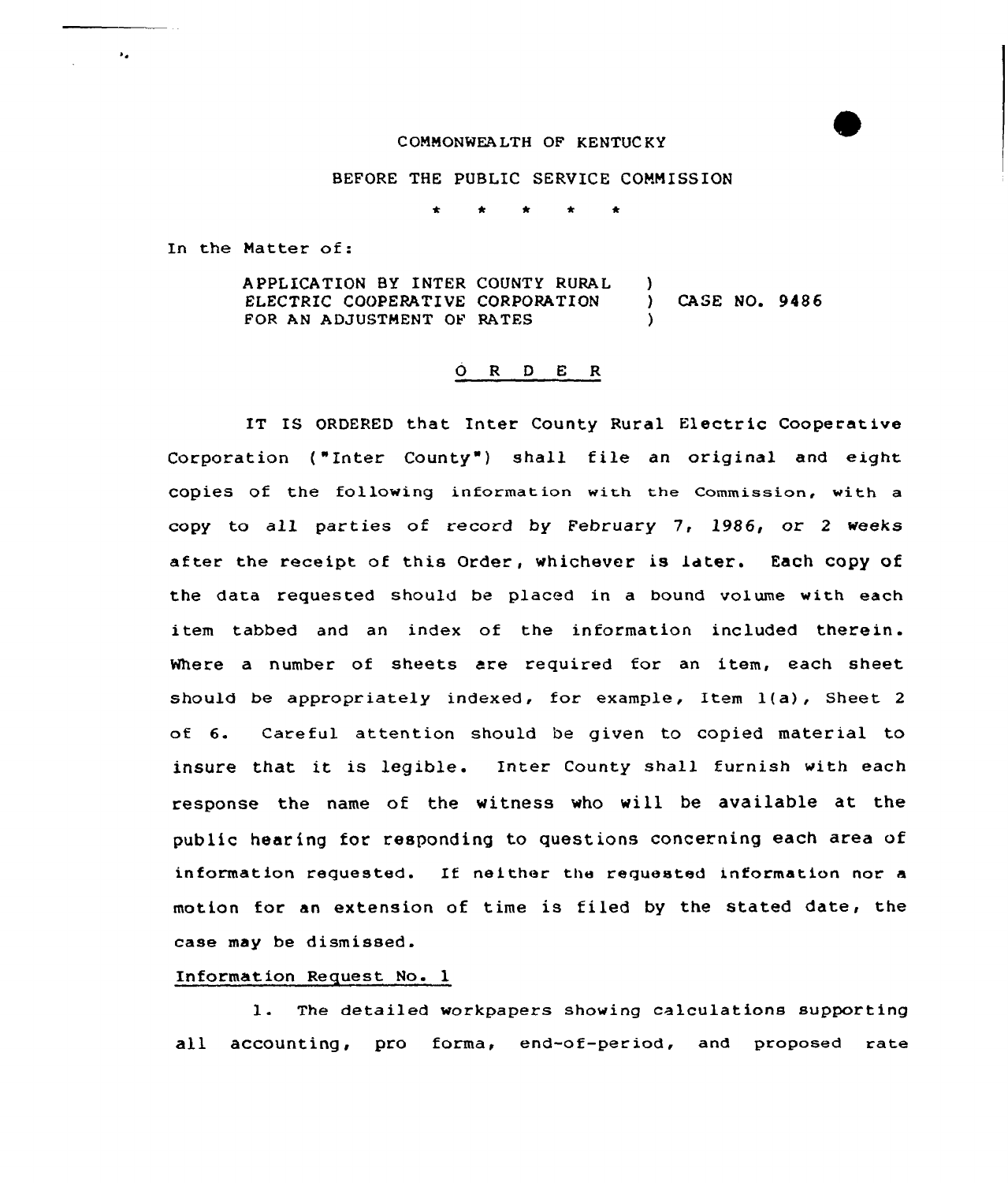COMMONWEALTH OF KENTUCKY

BEFORE THE PUBLIC SERVICE COMMISSION

\* \* \* \* \*

In the Matter of:

APPLICATION BY INTER COUNTY RURAL ELECTRIC COOPERATIVE CORPORATION FOR AN ADJUSTMENT OF RATES ) CASE NO. 9486

O R D E R

IT IS ORDERED that Inter County Rural Electric Cooperative Corporation ("Inter County") shall file an original and eight copies of the following information with the Commission, with a copy to all parties of record by February 7, 1986, or 2 weeks after the receipt of this Order, whichever is later. Each copy of the data requested should be placed in a bound volume with each item tabbed and an index of the information included therein. Where a number of sheets are required for an item, each sheet should be appropriately indexed, for example, Item 1(a), Sheet 2 of 6. Careful attention should be given to copied material to insure that it is legible. Inter County shall furnish with each response the name of the witness who will be available at the public hearing for responding to questions concerning each area of information requested. If neither the requested information nor a motion for an extension of time is filed by the stated date, the case may be dismissed.

Information Request No. 1

1. The detailed workpapers showing calculations supporting all accounting, pro forma, end-of-period, and proposed rate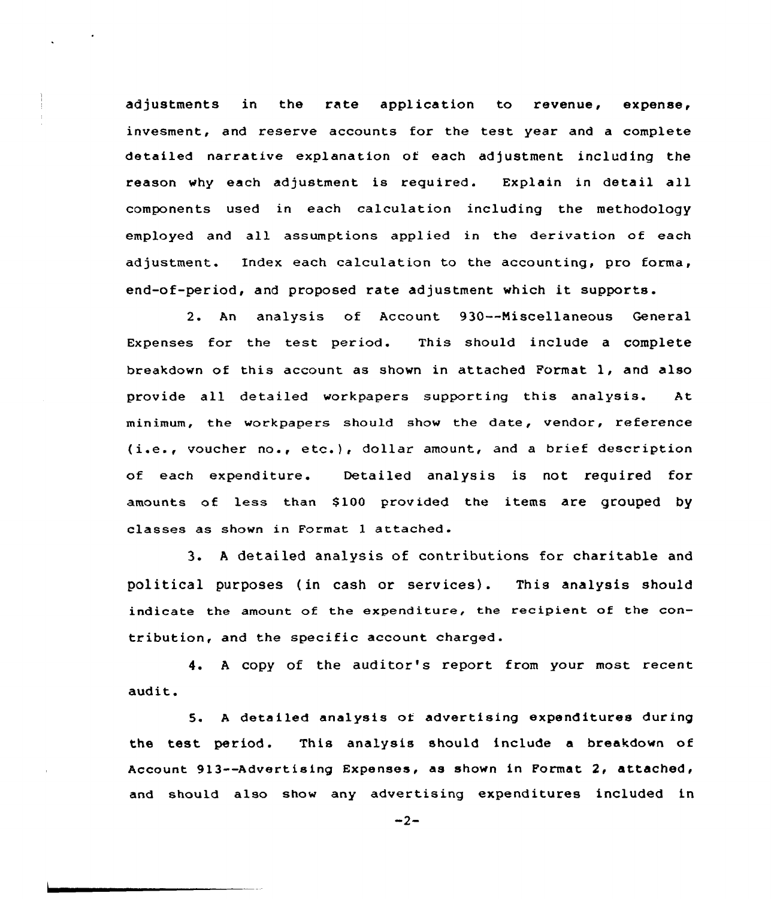adjustments in the rate application to revenue, expense, invesment, and reserve accounts for the test year and a complete detailed narrative explanation of each adjustment including the reason why each adjustment is required. Explain in detail all components used in each calculation including the methodology employed and all assumptions applied in the derivation of each adjustment. Index each calculation to the accounting, pro forma, end-of-period, and proposed rate adjustment which it supports.

2. An analysis of Account 930--Miscellaneous General Expenses for the test period. This should include a complete breakdown of this account as shown in attached Format 1, and also provide all detailed workpapers supporting this analysis. At minimum, the workpapers should show the date, vendor, reference (i.e., voucher no., etc.), dollar amount, and a brief description of each expenditure. Detailed analysis is not required for amounts of less than $100 provided the items are grouped by classes as shown in Format 1 attached.

3. A detailed analysis of contributions for charitable and political purposes (in cash or services). This analysis should indicate the amount of the expenditure, the recipient of the contribution, and the specific account charged.

4. A copy of the auditor's report from your most recent audit.

5. A detailed analysis of advertising expenditures during the test period. This analysis should include a breakdown of Account 913--Advertising Expenses, as shown in Format 2, attached, and should also show any advertising expenditures included in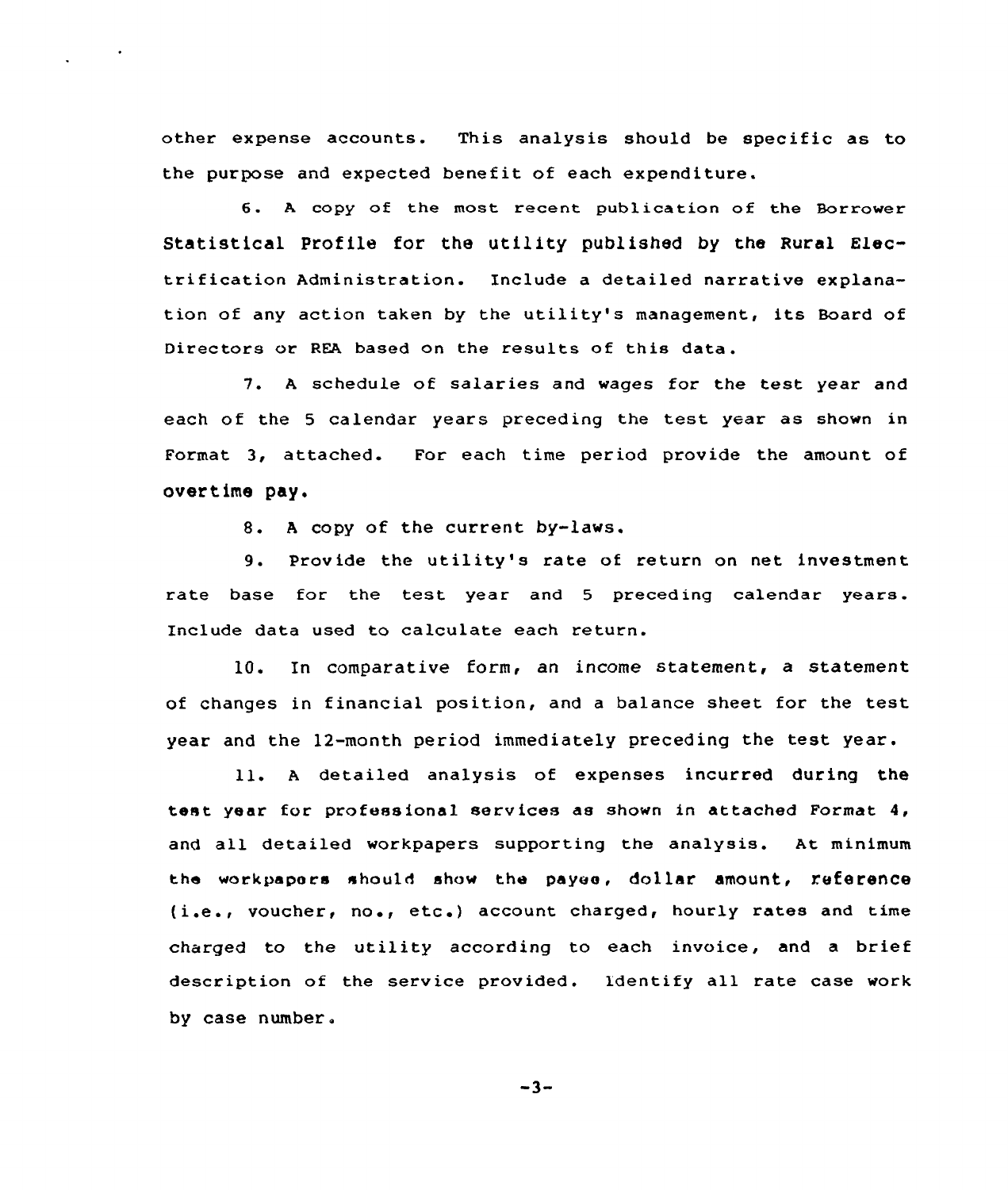other expense accounts. This analysis should be specific as to the purpose and expected benefit of each expenditure.

6. A copy of the most recent publication of the Borrower Statistical Profile for the utility published by the Rural Electrification Administration. Include a detailed narrative explanation of any action taken by the utility's management, its Board of Directors or REA based on the results of this data.

7. A schedule of salaries and wages for the test year and each of the 5 calendar years preceding the test year as shown in Format 3, attached. For each time period provide the amount of overtime pay.

8. A copy of the current by-laws.

9. Provide the utility's rate of return on net investment rate base for the test year and 5 preceding calendar years. Include data used to calculate each return.

10. In comparative form, an income statement, a statement of changes in financial position, and a balance sheet for the test year and the 12-month period immediately preceding the test year.

11. A detailed analysis of expenses incurred during the test year for professional services as shown in attached Format 4, and all detailed workpapers supporting the analysis. At minimum the workpapers should show the payee, dollar amount, reference (i.e., voucher, no., etc.) account charged, hourly rates and time charged to the utility according to each invoice, and a brief description of the service provided. Identify all rate case work by case number.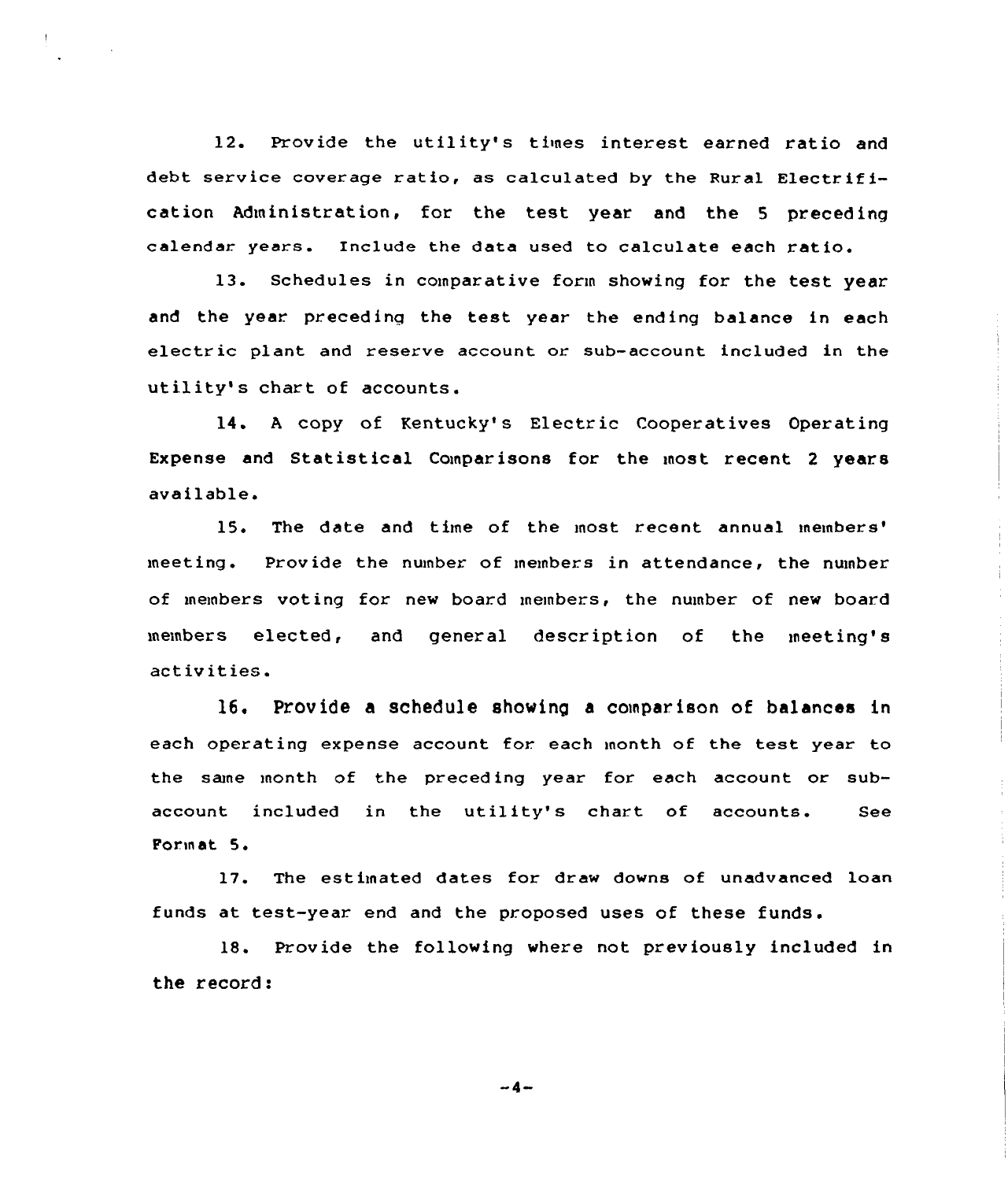12. Provide the utility's times interest earned ratio and debt service coverage ratio, as calculated by the Rural Electrification Administration, for the test year and the 5 preceding calendar years. Include the data used to calculate each ratio.

13. Schedules in comparative form showing for the test year and the year preceding the test year the ending balance in each electric plant and reserve account or sub-account included in the utility's chart of accounts.

14. A copy of Kentucky's Electric Cooperatives Operating Expense and Statistical Comparisons for the most recent 2 years available.

15. The date and time of the most recent annual members' meeting. Provide the number of members in attendance, the number of members voting for new board members, the number of new board members elected, and general description of the meeting's activities.

16. Provide a schedule showing a comparison of balances in each operating expense account for each month of the test year to the same month of the preceding year for each account or sub-account included in the utility's chart of accounts. See Format 5.

17. The estimated dates for draw downs of unadvanced loan funds at test-year end and the proposed uses of these funds.

18. Provide the following where not previously included in the record: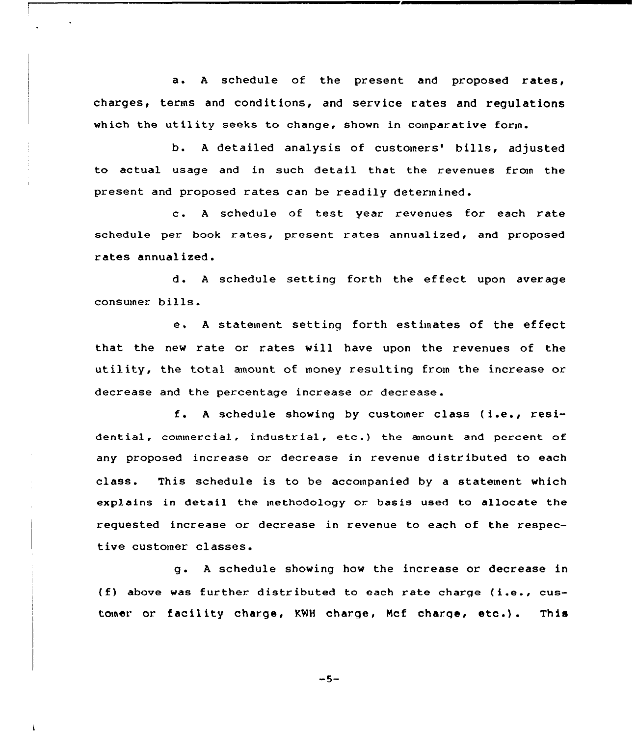a. A schedule of the present and proposed rates, charges, terms and conditions, and service rates and regulations which the utility seeks to change, shown in comparative form.

b. A detailed analysis of customers' bills, adjusted to actual usage and in such detail that the revenues from the present and proposed rates can be readily determined.

c. A schedule of test year revenues for each rate schedule per book rates, present rates annualized, and proposed rates annualized.

d. A schedule setting forth the effect upon average consumer bills.

e. A statement setting forth estimates of the effect that the new rate or rates will have upon the revenues of the utility, the total amount of money resulting from the increase or decrease and the percentage increase or decrease.

f. A schedule showing by customer class (i.e., residential, commercial, industrial, etc.) the amount and percent of any proposed increase or decrease in revenue distributed to each class. This schedule is to be accompanied by a statement which explains in detail the methodology or basis used to allocate the requested increase or decrease in revenue to each of the respective customer classes.

g. A schedule showing how the increase or decrease in (f) above was further distributed to each rate charge (i.e., customer or facility charge, KWH charge, Mcf charge, etc.). This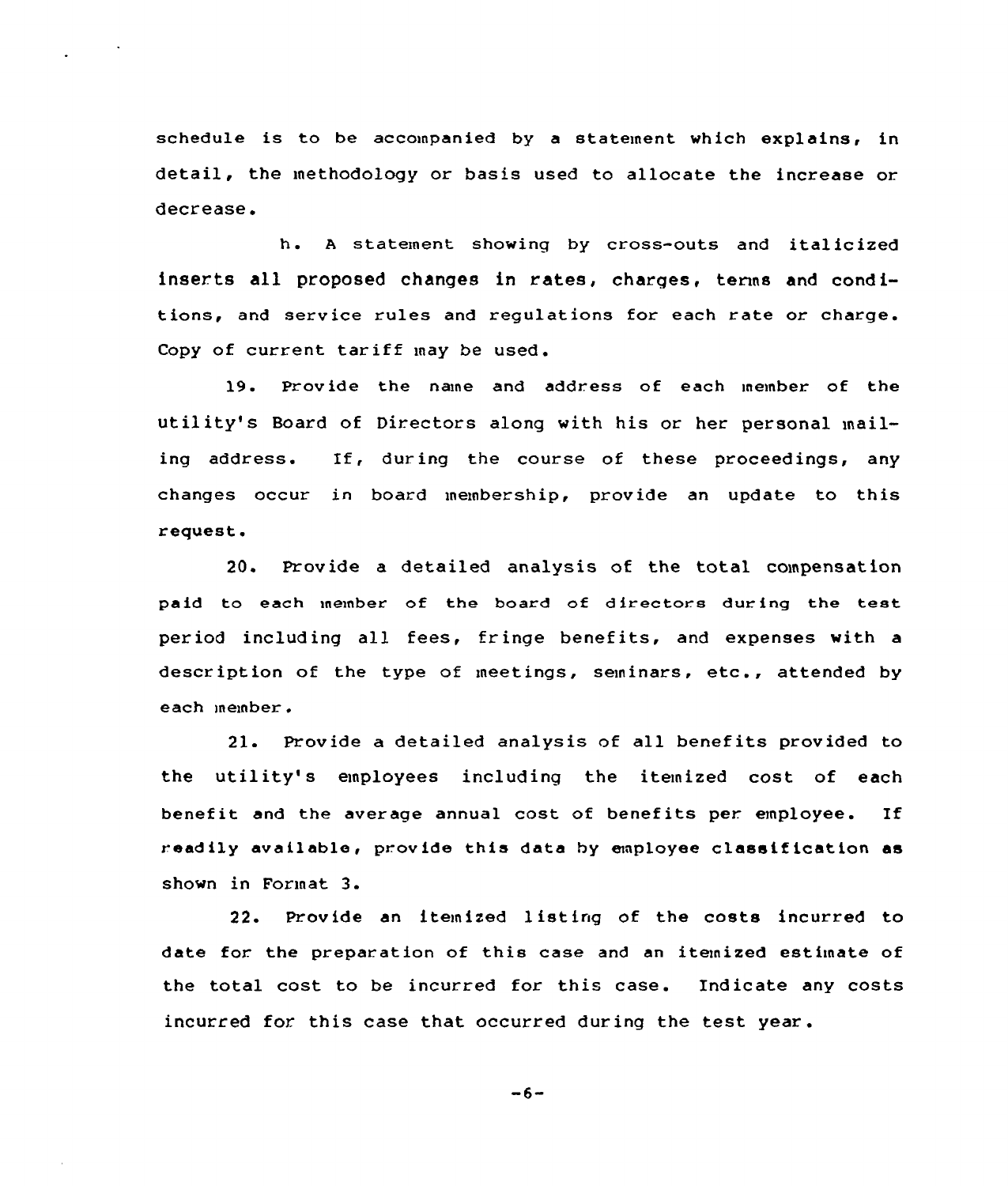schedule is to be accompanied by a statement which explains, in detail, the methodology or basis used to allocate the increase or decrease.

h. A statement showing by cross-outs and italicized inserts all proposed changes in rates, charges, terms and conditions, and service rules and regulations for each rate or charge. Copy of current tariff may be used.

19. Provide the name and address of each member of the utility's Board of Directors along with his or her personal mailing address. If, during the course of these proceedings, any changes occur in board membership, provide an update to this request.

20. Provide a detailed analysis of the total compensation paid to each member of the board of directors during the test period including all fees, fringe benefits, and expenses with a description of the type of meetings, seminars, etc., attended by each member.

21. Provide a detailed analysis of all benefits provided to the utility's employees including the itemized cost of each benefit and the average annual cost of benefits per employee. If readily available, provide this data by employee classification as shown in Format 3.

22. Provide an itemized listing of the costs incurred to date for the preparation of this case and an itemized estimate of the total cost to be incurred for this case. Indicate any costs incurred for this case that occurred during the test year.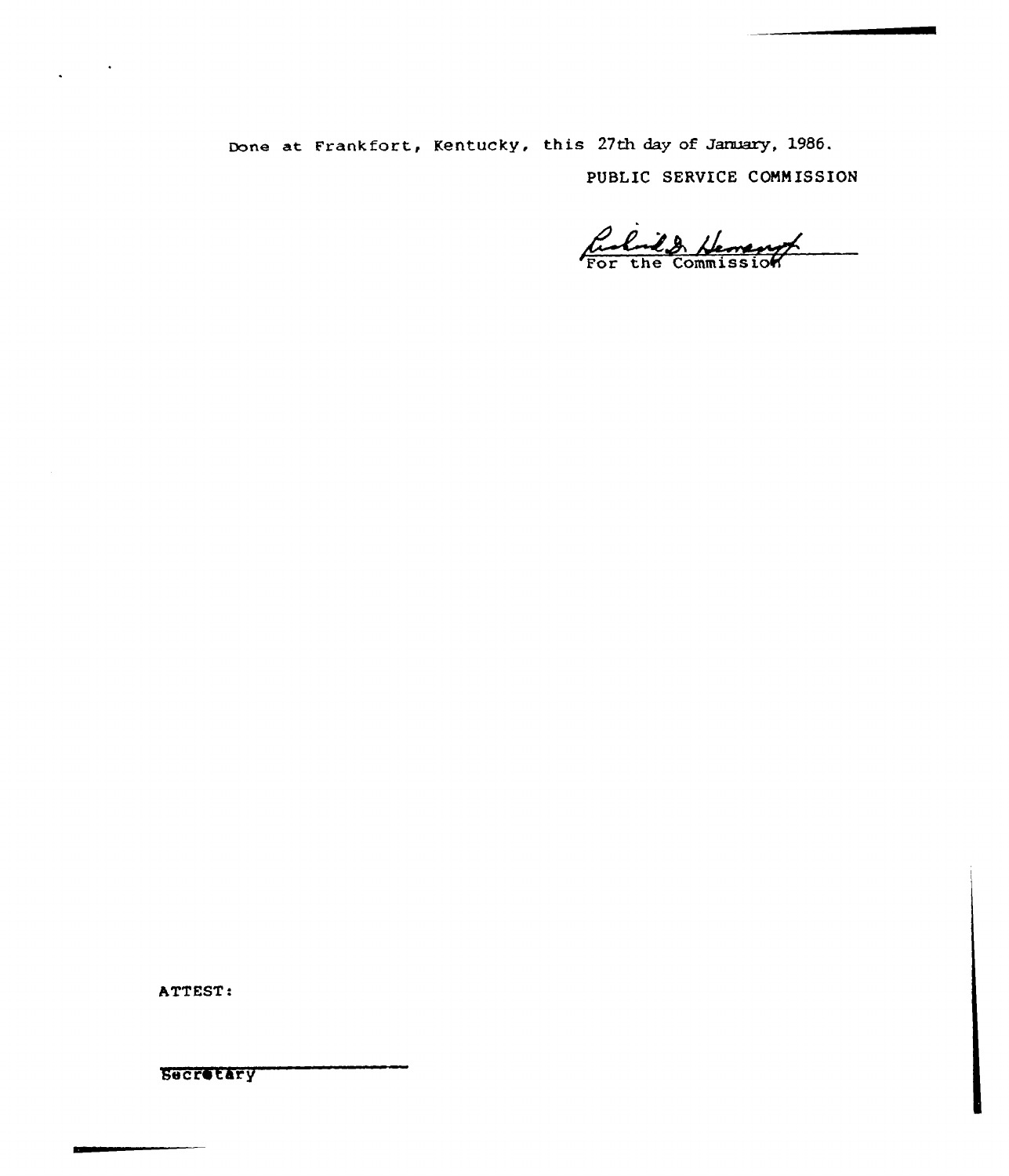Done at Frankfort, Kentucky, this 27th day of January, 1986.

PUBLIC SERVICE COMMISSION

For the Commission

ATTEST:

Secretary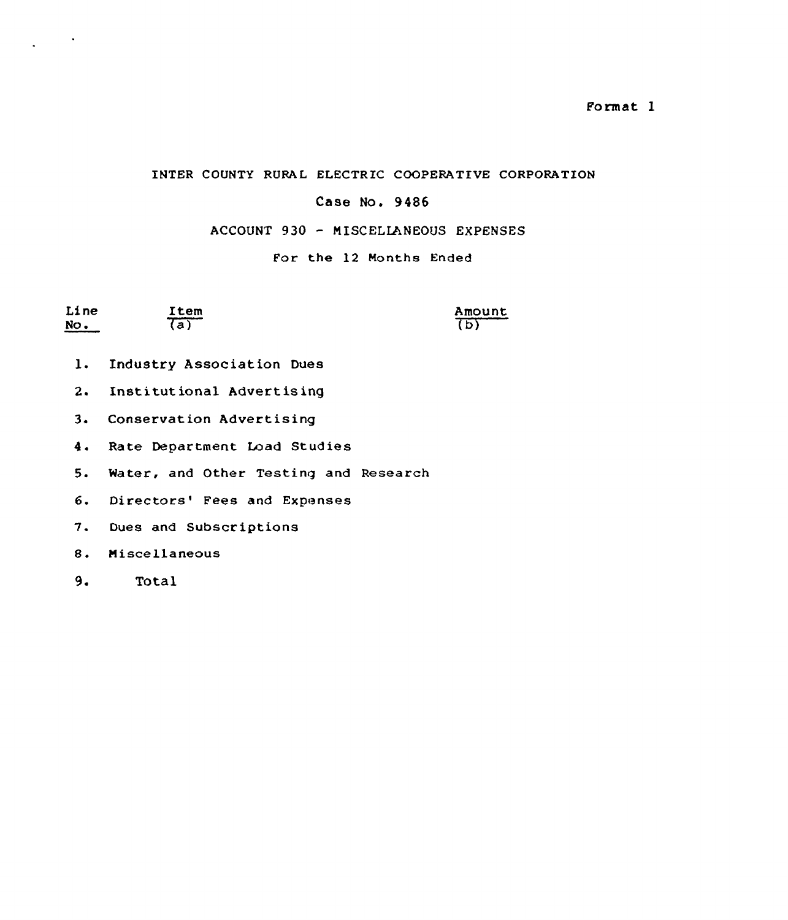Format 1

INTER COUNTY RURAL ELECTRIC COOPERATIVE CORPORATION

Case No. 9486

ACCOUNT 930 - MISCELLANEOUS EXPENSES

For the 12 Months Ended

| Line No. | Item (a) | Amount (b) |
|---|---|---|
| 1. | Industry Association Dues | |
| 2. | Institutional Advertising | |
| 3. | Conservation Advertising | |
| 4. | Rate Department Load Studies | |
| 5. | Water, and Other Testing and Research | |
| 6. | Directors' Fees and Expenses | |
| 7. | Dues and Subscriptions | |
| 8. | Miscellaneous | |
| 9. | Total | |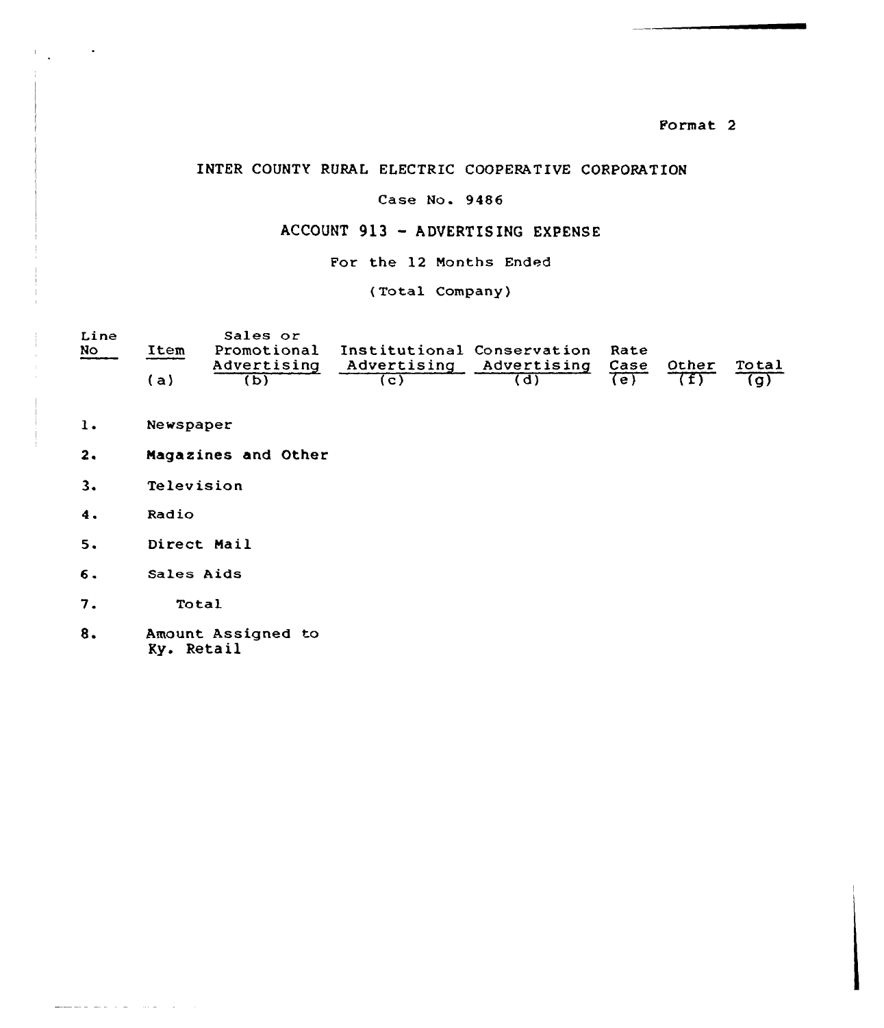Format 2

# INTER COUNTY RURAL ELECTRIC COOPERATIVE CORPORATION

## Case No. 9486

## ACCOUNT 913 - ADVERTISING EXPENSE

For the 12 Months Ended

(Total Company)

| Line No | Item (a) | Sales or Promotional Advertising (b) | Institutional Advertising (c) | Conservation Advertising (d) | Rate Case (e) | Other (f) | Total (g) |
|---|---|---|---|---|---|---|---|
| 1. | Newspaper | | | | | | |
| 2. | Magazines and Other | | | | | | |
| 3. | Television | | | | | | |
| 4. | Radio | | | | | | |
| 5. | Direct Mail | | | | | | |
| 6. | Sales Aids | | | | | | |
| 7. | Total | | | | | | |
| 8. | Amount Assigned to Ky. Retail | | | | | | |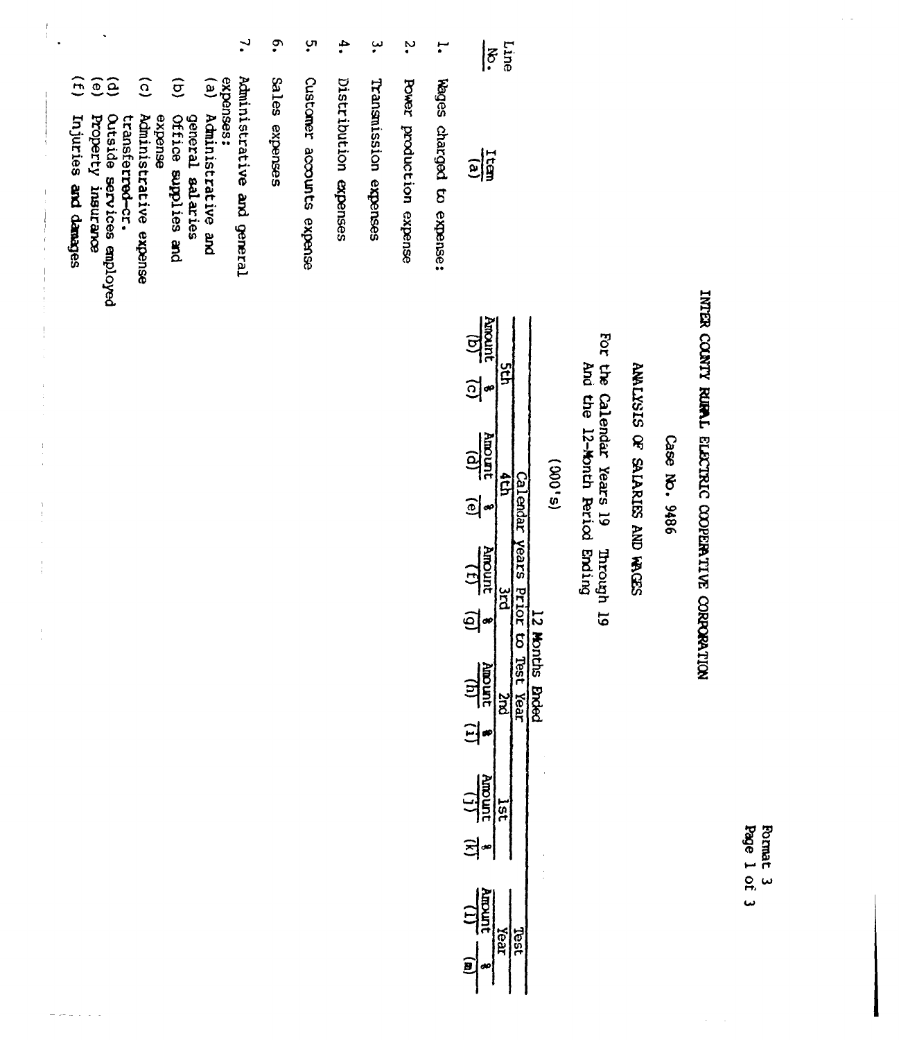# INTER COUNTY RURAL ELECTRIC COOPERATIVE CORPORATION

## Case No. 9486

## ANALYSIS OF SALARIES AND WAGES

For the Calendar Years 19    Through 19
And the 12-Month Period Ending

(000's)

| Line No. | Item (a) | 12 Months Ended | | | | | | | | | | Test Year | |
|---|---|---|---|---|---|---|---|---|---|---|---|---|---|
| | | Calendar Years Prior to Test Year | | | | | | | | | | | |
| | | 5th | | 4th | | 3rd | | 2nd | | 1st | | | |
| | | Amount (b) | % (c) | Amount (d) | % (e) | Amount (f) | % (g) | Amount (h) | % (i) | Amount (j) | % (k) | Amount (l) | % (m) |
| 1. | Wages charged to expense: | | | | | | | | | | | | |
| 2. | Power production expense | | | | | | | | | | | | |
| 3. | Transmission expenses | | | | | | | | | | | | |
| 4. | Distribution expenses | | | | | | | | | | | | |
| 5. | Customer accounts expense | | | | | | | | | | | | |
| 6. | Sales expenses | | | | | | | | | | | | |
| 7. | Administrative and general expenses: | | | | | | | | | | | | |
| | (a) Administrative and general salaries | | | | | | | | | | | | |
| | (b) Office supplies and expense | | | | | | | | | | | | |
| | (c) Administrative expense transferred—cr. | | | | | | | | | | | | |
| | (d) Outside services employed | | | | | | | | | | | | |
| | (e) Property insurance | | | | | | | | | | | | |
| | (f) Injuries and damages | | | | | | | | | | | | |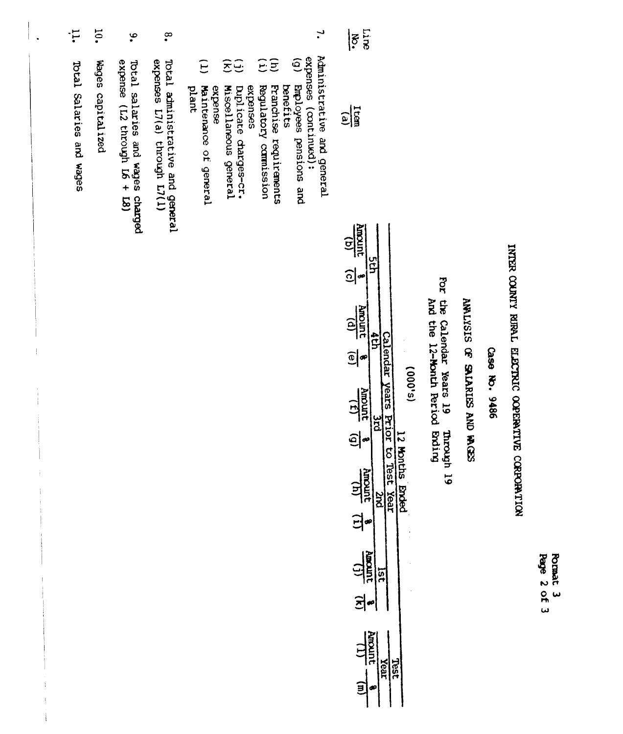INTER COUNTY RURAL ELECTRIC OOPERATIVE CORPORATION

Case No. 9486

ANALYSIS OF SALARIES AND WAGES

For the Calendar Years 19 Through 19
And the 12-Month Period Ending

(000's)

| Line No. | Item (a) | 12 Months Ended | | | | | | | | | | | |
|---|---|---|---|---|---|---|---|---|---|---|---|---|---|
| | | Calendar Years Prior to Test Year | | | | | | | | | | Test Year | |
| | | 5th | | 4th | | 3rd | | 2nd | | 1st | | | |
| | | Amount (b) | % (c) | Amount (d) | % (e) | Amount (f) | % (g) | Amount (h) | % (i) | Amount (j) | % (k) | Amount (l) | % (m) |
| 7. | Administrative and general expenses (continued): | | | | | | | | | | | | |
| | (g) Employees pensions and benefits | | | | | | | | | | | | |
| | (h) Franchise requirements | | | | | | | | | | | | |
| | (i) Regulatory commission expenses | | | | | | | | | | | | |
| | (j) Duplicate charges-cr. | | | | | | | | | | | | |
| | (k) Miscellaneous general expense | | | | | | | | | | | | |
| | (l) Maintenance of general plant | | | | | | | | | | | | |
| 8. | Total administrative and general expenses L7(a) through L7(l) | | | | | | | | | | | | |
| 9. | Total salaries and wages charged expense (L2 through L6 + L8) | | | | | | | | | | | | |
| 10. | Wages capitalized | | | | | | | | | | | | |
| 11. | Total Salaries and wages | | | | | | | | | | | | |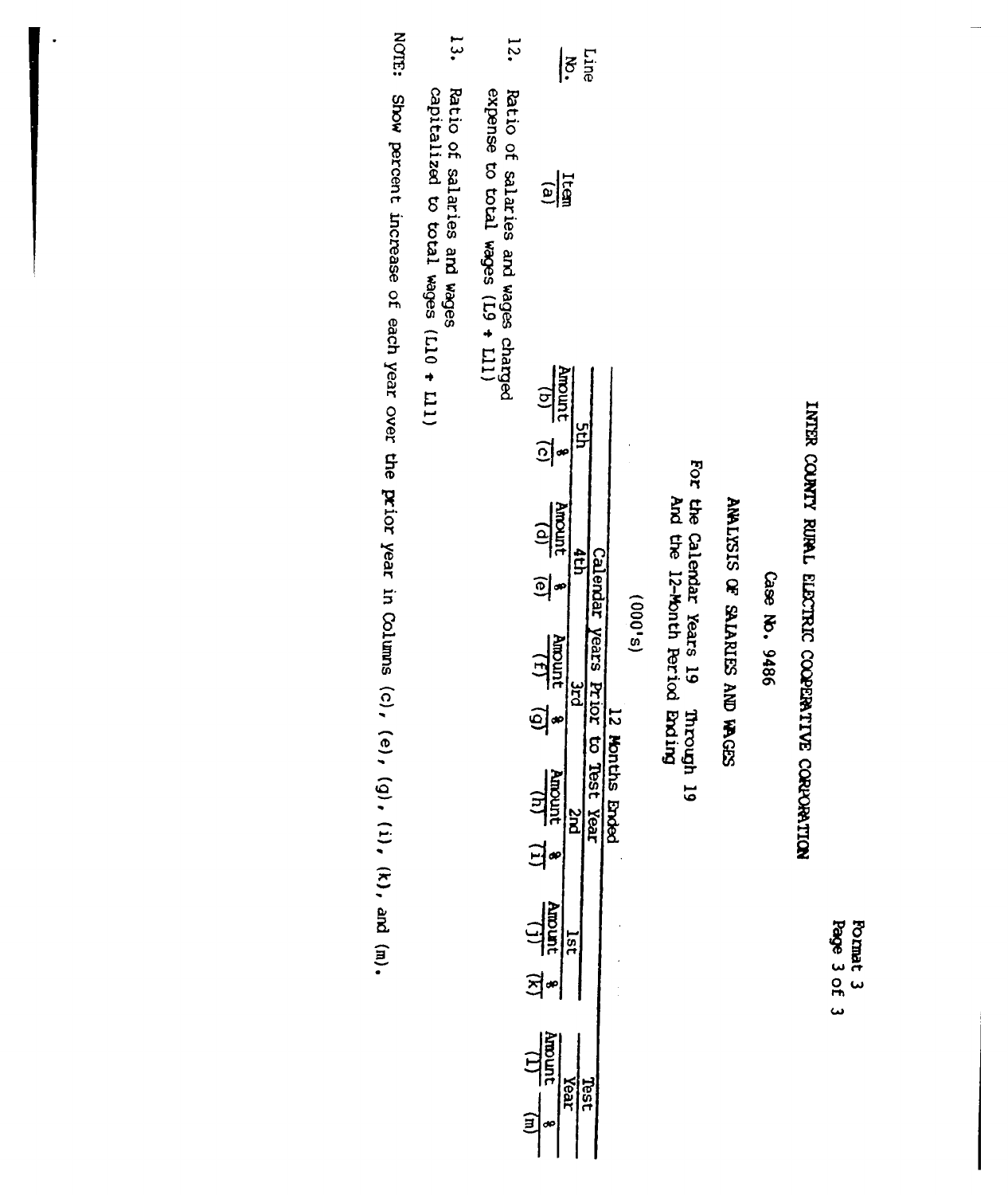INTER COUNTY RURAL ELECTRIC COOPERATIVE CORPORATION

Case No. 9486

ANALYSIS OF SALARIES AND WAGES

For the Calendar Years 19 Through 19
And the 12-Month Period Ending

(000's)

| Line No. | Item (a) | 12 Months Ended | | | | | | | | | | Test Year | |
|---|---|---|---|---|---|---|---|---|---|---|---|---|---|
| | | Calendar Years Prior to Test Year | | | | | | | | | | | |
| | | 5th | | 4th | | 3rd | | 2nd | | 1st | | | |
| | | Amount (b) | % (c) | Amount (d) | % (e) | Amount (f) | % (g) | Amount (h) | % (i) | Amount (j) | % (k) | Amount (l) | % (m) |
| 12. | Ratio of salaries and wages charged expense to total wages (L9 ÷ L11) | | | | | | | | | | | | |
| 13. | Ratio of salaries and wages capitalized to total wages (L10 ÷ L11) | | | | | | | | | | | | |

NOTE: Show percent increase of each year over the prior year in Columns (c), (e), (g), (i), (k), and (m).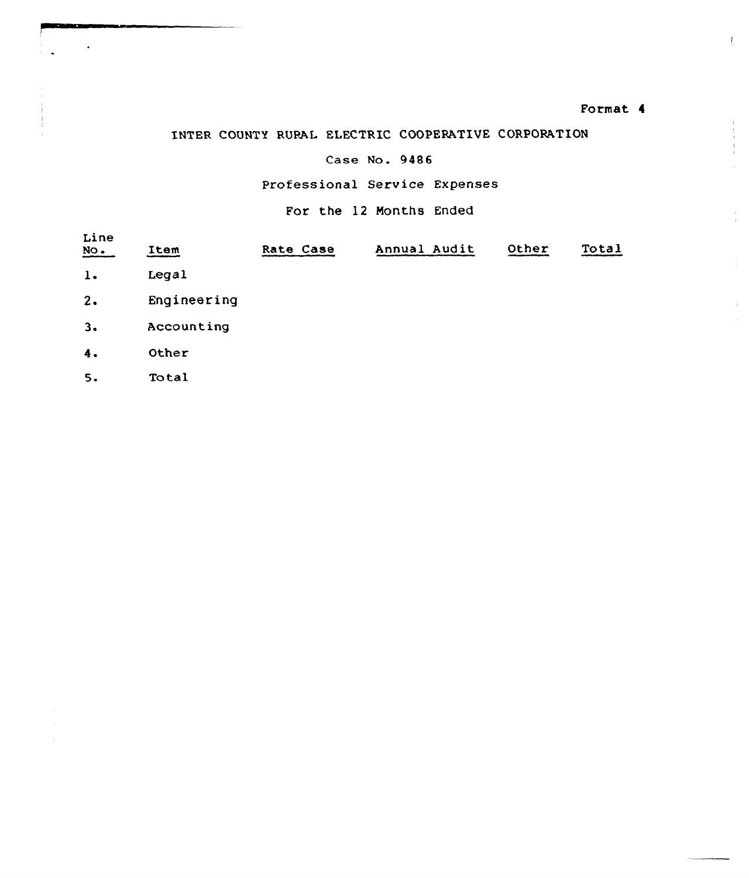Format 4

INTER COUNTY RURAL ELECTRIC COOPERATIVE CORPORATION

Case No. 9486

Professional Service Expenses

For the 12 Months Ended

| Line No. | Item | Rate Case | Annual Audit | Other | Total |
|---|---|---|---|---|---|
| 1. | Legal | | | | |
| 2. | Engineering | | | | |
| 3. | Accounting | | | | |
| 4. | Other | | | | |
| 5. | Total | | | | |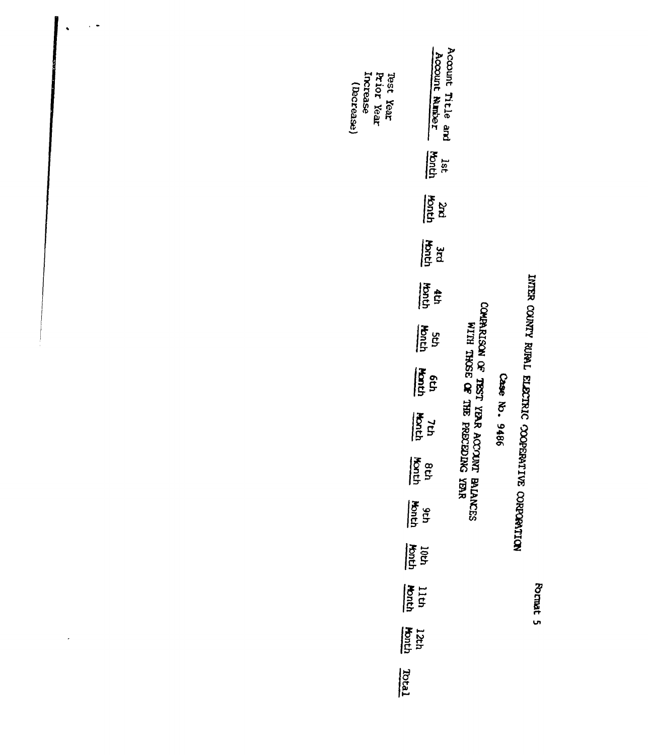Format 5

# INTER COUNTY RURAL ELECTRIC COOPERATIVE CORPORATION

## Case No. 9486

### COMPARISON OF TEST YEAR ACCOUNT BALANCES WITH THOSE OF THE PRECEDING YEAR

| Account Title and Account Number | 1st Month | 2nd Month | 3rd Month | 4th Month | 5th Month | 6th Month | 7th Month | 8th Month | 9th Month | 10th Month | 11th Month | 12th Month | Total |
|---|---|---|---|---|---|---|---|---|---|---|---|---|---|
| Test Year | | | | | | | | | | | | | |
| Prior Year | | | | | | | | | | | | | |
| Increase (Decrease) | | | | | | | | | | | | | |